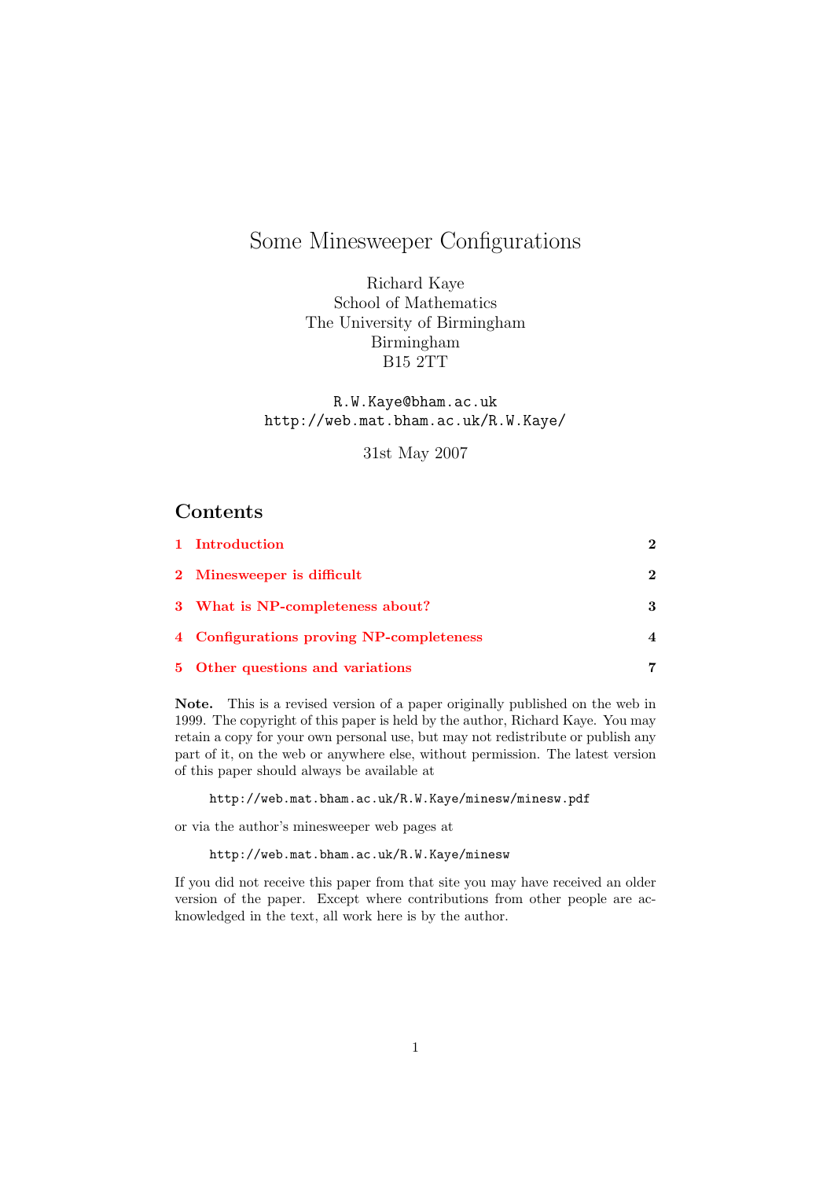# Some Minesweeper Configurations

Richard Kaye
School of Mathematics
The University of Birmingham
Birmingham
B15 2TT

R.W.Kaye@bham.ac.uk
http://web.mat.bham.ac.uk/R.W.Kaye/

31st May 2007

## Contents

| | | |
|---|---|---|
| **1** | **Introduction** | **2** |
| **2** | **Minesweeper is difficult** | **2** |
| **3** | **What is NP-completeness about?** | **3** |
| **4** | **Configurations proving NP-completeness** | **4** |
| **5** | **Other questions and variations** | **7** |

**Note.** This is a revised version of a paper originally published on the web in 1999. The copyright of this paper is held by the author, Richard Kaye. You may retain a copy for your own personal use, but may not redistribute or publish any part of it, on the web or anywhere else, without permission. The latest version of this paper should always be available at

http://web.mat.bham.ac.uk/R.W.Kaye/minesw/minesw.pdf

or via the author's minesweeper web pages at

http://web.mat.bham.ac.uk/R.W.Kaye/minesw

If you did not receive this paper from that site you may have received an older version of the paper. Except where contributions from other people are acknowledged in the text, all work here is by the author.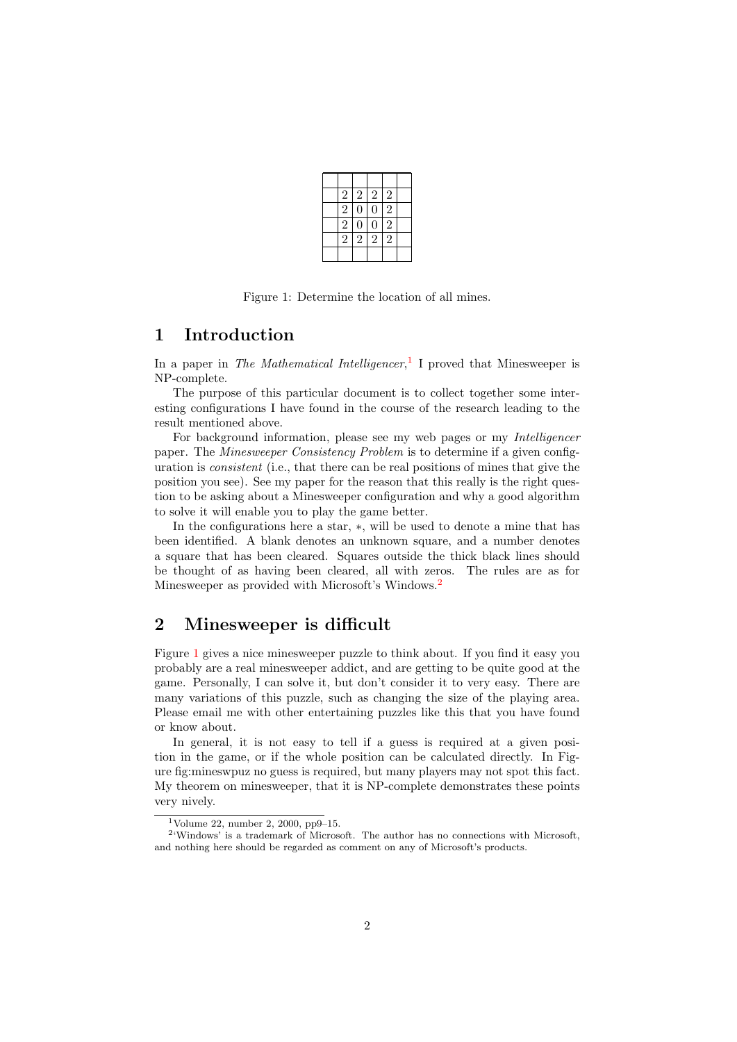|   |   |   |   |   |   |
|---|---|---|---|---|---|
|   |   |   |   |   |   |
|   | 2 | 2 | 2 | 2 |   |
|   | 2 | 0 | 0 | 2 |   |
|   | 2 | 0 | 0 | 2 |   |
|   | 2 | 2 | 2 | 2 |   |
|   |   |   |   |   |   |

Figure 1: Determine the location of all mines.

# 1 Introduction

In a paper in *The Mathematical Intelligencer*,[1] I proved that Minesweeper is NP-complete.

The purpose of this particular document is to collect together some interesting configurations I have found in the course of the research leading to the result mentioned above.

For background information, please see my web pages or my *Intelligencer* paper. The *Minesweeper Consistency Problem* is to determine if a given configuration is *consistent* (i.e., that there can be real positions of mines that give the position you see). See my paper for the reason that this really is the right question to be asking about a Minesweeper configuration and why a good algorithm to solve it will enable you to play the game better.

In the configurations here a star, $*$, will be used to denote a mine that has been identified. A blank denotes an unknown square, and a number denotes a square that has been cleared. Squares outside the thick black lines should be thought of as having been cleared, all with zeros. The rules are as for Minesweeper as provided with Microsoft's Windows.[2]

# 2 Minesweeper is difficult

Figure 1 gives a nice minesweeper puzzle to think about. If you find it easy you probably are a real minesweeper addict, and are getting to be quite good at the game. Personally, I can solve it, but don't consider it to very easy. There are many variations of this puzzle, such as changing the size of the playing area. Please email me with other entertaining puzzles like this that you have found or know about.

In general, it is not easy to tell if a guess is required at a given position in the game, or if the whole position can be calculated directly. In Figure fig:mineswpuz no guess is required, but many players may not spot this fact. My theorem on minesweeper, that it is NP-complete demonstrates these points very nively.

---

[1] Volume 22, number 2, 2000, pp9–15.

[2] 'Windows' is a trademark of Microsoft. The author has no connections with Microsoft, and nothing here should be regarded as comment on any of Microsoft's products.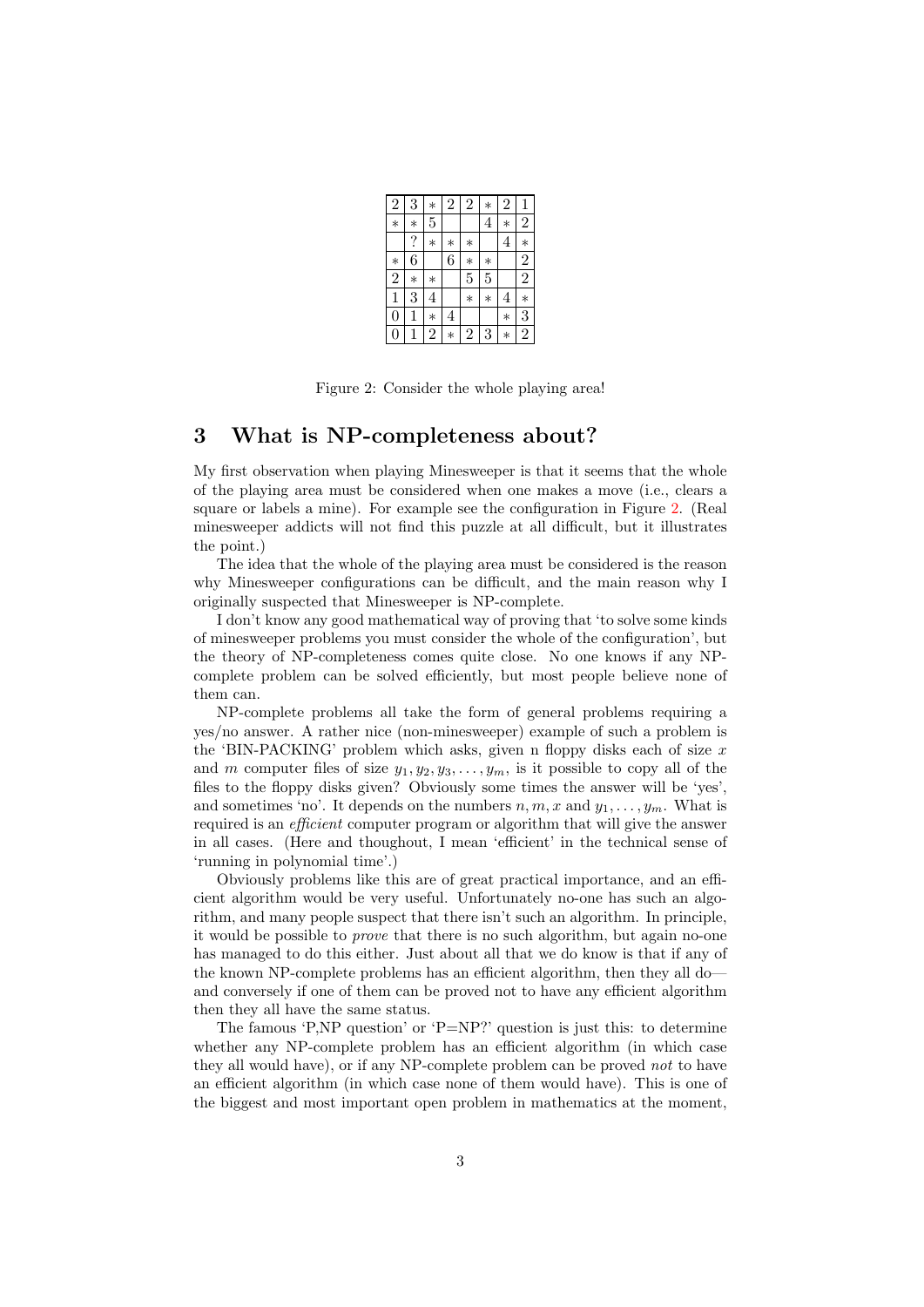| 2 | 3 | * | 2 | 2 | * | 2 | 1 |
|---|---|---|---|---|---|---|---|
| * | * | 5 |  |  | 4 | * | 2 |
|  | ? | * | * | * |  | 4 | * |
| * | 6 |  | 6 | * | * |  | 2 |
| 2 | * | * |  | 5 | 5 |  | 2 |
| 1 | 3 | 4 |  | * | * | 4 | * |
| 0 | 1 | * | 4 |  |  | * | 3 |
| 0 | 1 | 2 | * | 2 | 3 | * | 2 |

Figure 2: Consider the whole playing area!

## 3 What is NP-completeness about?

My first observation when playing Minesweeper is that it seems that the whole of the playing area must be considered when one makes a move (i.e., clears a square or labels a mine). For example see the configuration in Figure 2. (Real minesweeper addicts will not find this puzzle at all difficult, but it illustrates the point.)

The idea that the whole of the playing area must be considered is the reason why Minesweeper configurations can be difficult, and the main reason why I originally suspected that Minesweeper is NP-complete.

I don't know any good mathematical way of proving that 'to solve some kinds of minesweeper problems you must consider the whole of the configuration', but the theory of NP-completeness comes quite close. No one knows if any NP-complete problem can be solved efficiently, but most people believe none of them can.

NP-complete problems all take the form of general problems requiring a yes/no answer. A rather nice (non-minesweeper) example of such a problem is the 'BIN-PACKING' problem which asks, given n floppy disks each of size $x$ and $m$ computer files of size $y_1, y_2, y_3, \ldots, y_m$, is it possible to copy all of the files to the floppy disks given? Obviously some times the answer will be 'yes', and sometimes 'no'. It depends on the numbers $n, m, x$ and $y_1, \ldots, y_m$. What is required is an *efficient* computer program or algorithm that will give the answer in all cases. (Here and thoughout, I mean 'efficient' in the technical sense of 'running in polynomial time'.)

Obviously problems like this are of great practical importance, and an efficient algorithm would be very useful. Unfortunately no-one has such an algorithm, and many people suspect that there isn't such an algorithm. In principle, it would be possible to *prove* that there is no such algorithm, but again no-one has managed to do this either. Just about all that we do know is that if any of the known NP-complete problems has an efficient algorithm, then they all do—and conversely if one of them can be proved not to have any efficient algorithm then they all have the same status.

The famous 'P,NP question' or 'P=NP?' question is just this: to determine whether any NP-complete problem has an efficient algorithm (in which case they all would have), or if any NP-complete problem can be proved *not* to have an efficient algorithm (in which case none of them would have). This is one of the biggest and most important open problem in mathematics at the moment,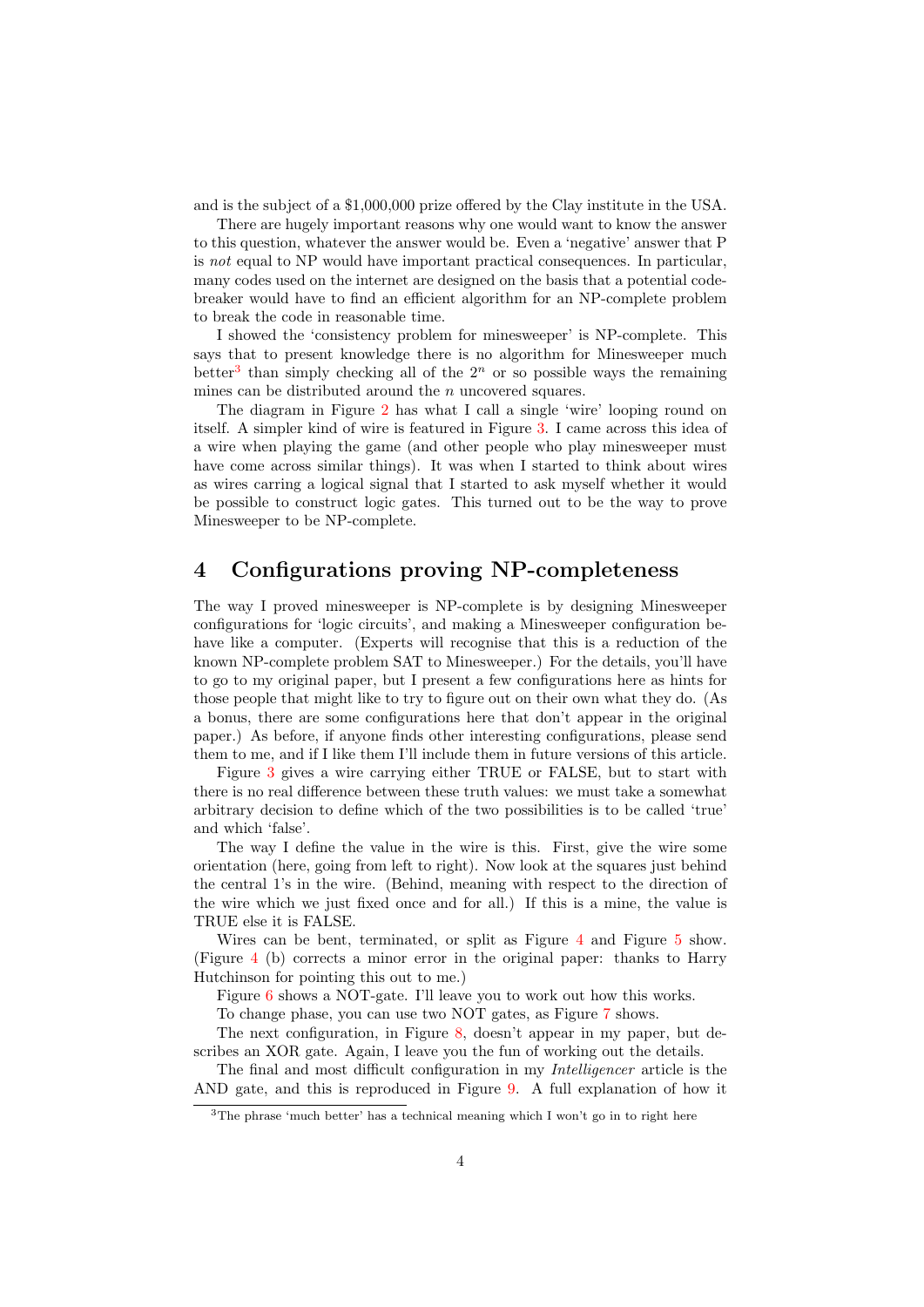and is the subject of a $1,000,000 prize offered by the Clay institute in the USA.

There are hugely important reasons why one would want to know the answer to this question, whatever the answer would be. Even a 'negative' answer that P is *not* equal to NP would have important practical consequences. In particular, many codes used on the internet are designed on the basis that a potential code-breaker would have to find an efficient algorithm for an NP-complete problem to break the code in reasonable time.

I showed the 'consistency problem for minesweeper' is NP-complete. This says that to present knowledge there is no algorithm for Minesweeper much better[3] than simply checking all of the $2^n$ or so possible ways the remaining mines can be distributed around the $n$ uncovered squares.

The diagram in Figure 2 has what I call a single 'wire' looping round on itself. A simpler kind of wire is featured in Figure 3. I came across this idea of a wire when playing the game (and other people who play minesweeper must have come across similar things). It was when I started to think about wires as wires carring a logical signal that I started to ask myself whether it would be possible to construct logic gates. This turned out to be the way to prove Minesweeper to be NP-complete.

## 4 Configurations proving NP-completeness

The way I proved minesweeper is NP-complete is by designing Minesweeper configurations for 'logic circuits', and making a Minesweeper configuration behave like a computer. (Experts will recognise that this is a reduction of the known NP-complete problem SAT to Minesweeper.) For the details, you'll have to go to my original paper, but I present a few configurations here as hints for those people that might like to try to figure out on their own what they do. (As a bonus, there are some configurations here that don't appear in the original paper.) As before, if anyone finds other interesting configurations, please send them to me, and if I like them I'll include them in future versions of this article.

Figure 3 gives a wire carrying either TRUE or FALSE, but to start with there is no real difference between these truth values: we must take a somewhat arbitrary decision to define which of the two possibilities is to be called 'true' and which 'false'.

The way I define the value in the wire is this. First, give the wire some orientation (here, going from left to right). Now look at the squares just behind the central 1's in the wire. (Behind, meaning with respect to the direction of the wire which we just fixed once and for all.) If this is a mine, the value is TRUE else it is FALSE.

Wires can be bent, terminated, or split as Figure 4 and Figure 5 show. (Figure 4 (b) corrects a minor error in the original paper: thanks to Harry Hutchinson for pointing this out to me.)

Figure 6 shows a NOT-gate. I'll leave you to work out how this works.

To change phase, you can use two NOT gates, as Figure 7 shows.

The next configuration, in Figure 8, doesn't appear in my paper, but describes an XOR gate. Again, I leave you the fun of working out the details.

The final and most difficult configuration in my *Intelligencer* article is the AND gate, and this is reproduced in Figure 9. A full explanation of how it

[3] The phrase 'much better' has a technical meaning which I won't go in to right here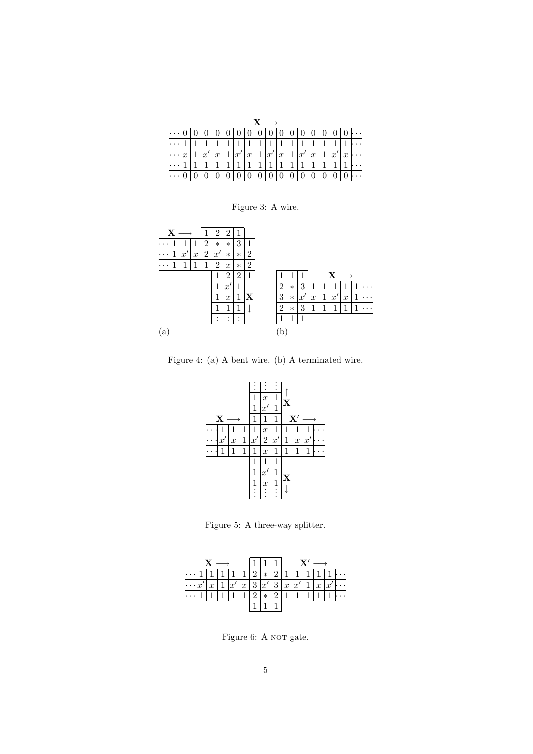**X** ⟶

| ⋯ | 0 | 0 | 0 | 0 | 0 | 0 | 0 | 0 | 0 | 0 | 0 | 0 | 0 | 0 | 0 | 0 | 0 | ⋯ |
|---|---|---|---|---|---|---|---|---|---|---|---|---|---|---|---|---|---|---|
| ⋯ | 1 | 1 | 1 | 1 | 1 | 1 | 1 | 1 | 1 | 1 | 1 | 1 | 1 | 1 | 1 | 1 | 1 | ⋯ |
| ⋯ | $x$ | 1 | $x'$ | $x$ | 1 | $x'$ | $x$ | 1 | $x'$ | $x$ | 1 | $x'$ | $x$ | 1 | $x'$ | $x$ | 1 | ⋯ |
| ⋯ | 1 | 1 | 1 | 1 | 1 | 1 | 1 | 1 | 1 | 1 | 1 | 1 | 1 | 1 | 1 | 1 | 1 | ⋯ |
| ⋯ | 0 | 0 | 0 | 0 | 0 | 0 | 0 | 0 | 0 | 0 | 0 | 0 | 0 | 0 | 0 | 0 | 0 | ⋯ |

Figure 3: A wire.

(a)

| | | | | | | | | |
|---|---|---|---|---|---|---|---|---|
| | **X** ⟶ | | | 1 | 2 | 2 | 1 | |
| ⋯ | 1 | 1 | 1 | 2 | $*$ | $*$ | 3 | 1 |
| ⋯ | 1 | $x'$ | $x$ | 2 | $x'$ | $*$ | $*$ | 2 |
| ⋯ | 1 | 1 | 1 | 1 | 2 | $x$ | $*$ | 2 |
| | | | | | 1 | 2 | 2 | 1 |
| | | | | | 1 | $x'$ | 1 | |
| | | | | | 1 | $x$ | 1 | **X** |
| | | | | | 1 | 1 | 1 | ↓ |
| | | | | | ⋮ | ⋮ | ⋮ | |

(b)

| | | | | | | | | |
|---|---|---|---|---|---|---|---|---|
| 1 | 1 | 1 | | | **X** ⟶ | | | |
| 2 | $*$ | 3 | 1 | 1 | 1 | 1 | 1 | ⋯ |
| 3 | $*$ | $x'$ | $x$ | 1 | $x'$ | $x$ | 1 | ⋯ |
| 2 | $*$ | 3 | 1 | 1 | 1 | 1 | 1 | ⋯ |
| 1 | 1 | 1 | | | | | | |

Figure 4: (a) A bent wire. (b) A terminated wire.

| | | | | | | | | | | |
|---|---|---|---|---|---|---|---|---|---|---|
| | | | | ⋮ | ⋮ | ⋮ | ↑ | | | |
| | | | | 1 | $x$ | 1 | **X** | | | |
| | | | | 1 | $x'$ | 1 | | | | |
| | **X** ⟶ | | | 1 | 1 | 1 | | **X′** ⟶ | | |
| ⋯ | 1 | 1 | 1 | 1 | $x$ | 1 | 1 | 1 | 1 | ⋯ |
| ⋯ | $x'$ | $x$ | 1 | $x'$ | 2 | $x'$ | 1 | $x$ | $x'$ | ⋯ |
| ⋯ | 1 | 1 | 1 | 1 | $x$ | 1 | 1 | 1 | 1 | ⋯ |
| | | | | 1 | 1 | 1 | | | | |
| | | | | 1 | $x'$ | 1 | **X** | | | |
| | | | | 1 | $x$ | 1 | ↓ | | | |
| | | | | ⋮ | ⋮ | ⋮ | | | | |

Figure 5: A three-way splitter.

| | | | | | | | | | | | | | | |
|---|---|---|---|---|---|---|---|---|---|---|---|---|---|---|
| | **X** ⟶ | | | | | 1 | 1 | 1 | | **X′** ⟶ | | | | |
| ⋯ | 1 | 1 | 1 | 1 | 1 | 2 | $*$ | 2 | 1 | 1 | 1 | 1 | 1 | ⋯ |
| ⋯ | $x'$ | $x$ | 1 | $x'$ | $x$ | 3 | $x'$ | 3 | $x$ | $x'$ | 1 | $x$ | $x'$ | ⋯ |
| ⋯ | 1 | 1 | 1 | 1 | 1 | 2 | $*$ | 2 | 1 | 1 | 1 | 1 | 1 | ⋯ |
| | | | | | | 1 | 1 | 1 | | | | | | |

Figure 6: A NOT gate.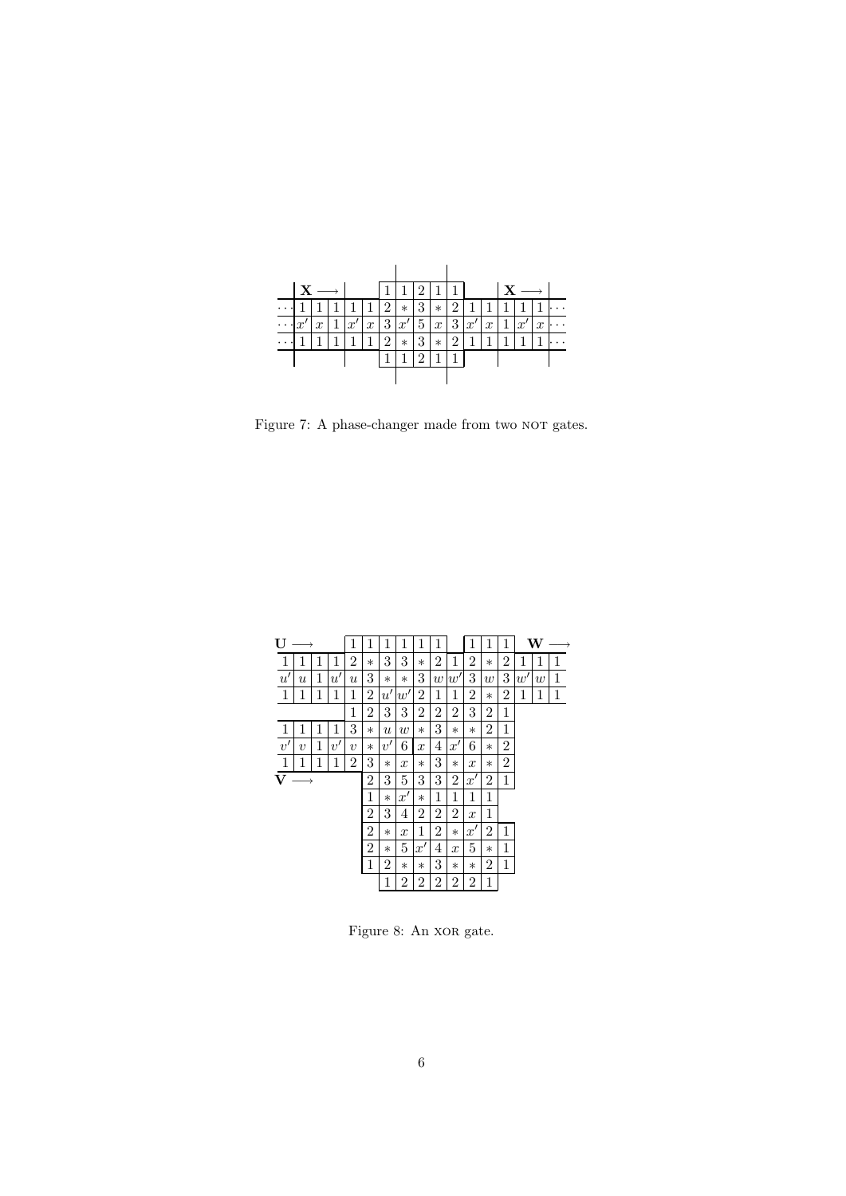|  | **X** ⟶ |  |  |  |  | 1 | 1 | 2 | 1 | 1 |  |  | **X** ⟶ |  |  |  |
|---|---|---|---|---|---|---|---|---|---|---|---|---|---|---|---|---|
| ··· | 1 | 1 | 1 | 1 | 1 | 2 | * | 3 | * | 2 | 1 | 1 | 1 | 1 | 1 | ··· |
| ··· | $x'$ | $x$ | 1 | $x'$ | $x$ | 3 | $x'$ | 5 | $x$ | 3 | $x'$ | $x$ | 1 | $x'$ | $x$ | ··· |
| ··· | 1 | 1 | 1 | 1 | 1 | 2 | * | 3 | * | 2 | 1 | 1 | 1 | 1 | 1 | ··· |
|  |  |  |  |  |  | 1 | 1 | 2 | 1 | 1 |  |  |  |  |  |  |

Figure 7: A phase-changer made from two NOT gates.

| **U** ⟶ |  |  |  | 1 | 1 | 1 | 1 | 1 | 1 |  | 1 | 1 | 1 | **W** ⟶ |  |  |
|---|---|---|---|---|---|---|---|---|---|---|---|---|---|---|---|---|
| 1 | 1 | 1 | 1 | 2 | * | 3 | 3 | * | 2 | 1 | 2 | * | 2 | 1 | 1 | 1 |
| $u'$ | $u$ | 1 | $u'$ | $u$ | 3 | * | * | 3 | $w$ | $w'$ | 3 | $w$ | 3 | $w'$ | $w$ | 1 |
| 1 | 1 | 1 | 1 | 1 | 2 | $u'$ | $w'$ | 2 | 1 | 1 | 2 | * | 2 | 1 | 1 | 1 |
|  |  |  |  | 1 | 2 | 3 | 3 | 2 | 2 | 2 | 3 | 2 | 1 |  |  |  |
| 1 | 1 | 1 | 1 | 3 | * | $u$ | $w$ | * | 3 | * | * | 2 | 1 |  |  |  |
| $v'$ | $v$ | 1 | $v'$ | $v$ | * | $v'$ | 6 | $x$ | 4 | $x'$ | 6 | * | 2 |  |  |  |
| 1 | 1 | 1 | 1 | 2 | 3 | * | $x$ | * | 3 | * | $x$ | * | 2 |  |  |  |
| **V** ⟶ |  |  |  |  | 2 | 3 | 5 | 3 | 3 | 2 | $x'$ | 2 | 1 |  |  |  |
|  |  |  |  |  | 1 | * | $x'$ | * | 1 | 1 | 1 | 1 |  |  |  |  |
|  |  |  |  |  | 2 | 3 | 4 | 2 | 2 | 2 | $x$ | 1 |  |  |  |  |
|  |  |  |  |  | 2 | * | $x$ | 1 | 2 | * | $x'$ | 2 | 1 |  |  |  |
|  |  |  |  |  | 2 | * | 5 | $x'$ | 4 | $x$ | 5 | * | 1 |  |  |  |
|  |  |  |  |  | 1 | 2 | * | * | 3 | * | * | 2 | 1 |  |  |  |
|  |  |  |  |  |  | 1 | 2 | 2 | 2 | 2 | 2 | 1 |  |  |  |  |

Figure 8: An XOR gate.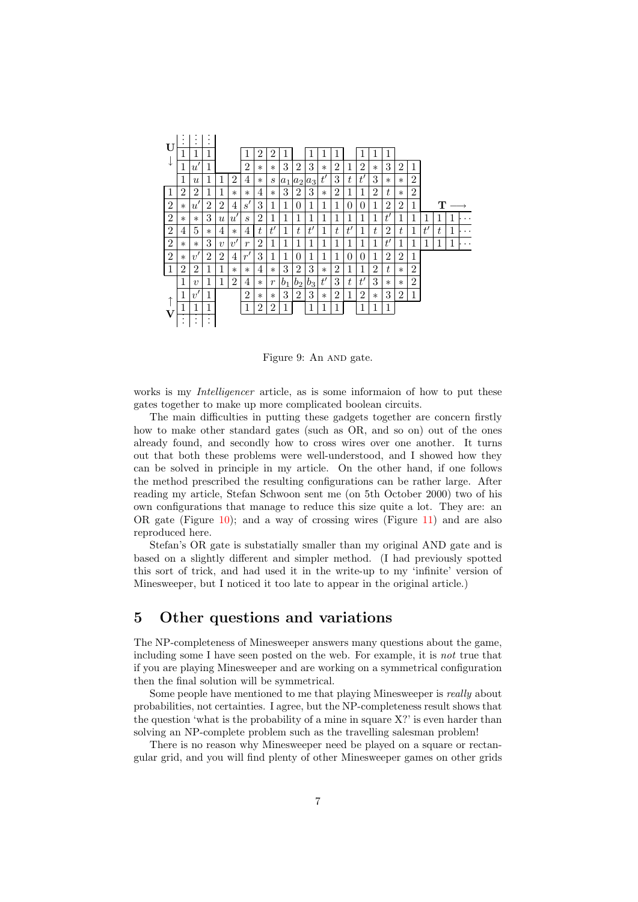| | | | | | | | | | | | | | | | | | | | | | | | | |
|---|---|---|---|---|---|---|---|---|---|---|---|---|---|---|---|---|---|---|---|---|---|---|---|---|
| **U** | | ⋮ | ⋮ | ⋮ | | | | | | | | | | | | | | | | | | | | |
| ↓ | | 1 | 1 | 1 | | | 1 | 2 | 2 | 1 | | 1 | 1 | 1 | | 1 | 1 | 1 | | | | | | |
| | | 1 | $u'$ | 1 | | | 2 | * | * | 3 | 2 | 3 | * | 2 | 1 | 2 | * | 3 | 2 | 1 | | | | |
| | | 1 | $u$ | 1 | 1 | 2 | 4 | * | $s$ | $a_1$ | $a_2$ | $a_3$ | $t'$ | 3 | $t$ | $t'$ | 3 | * | * | 2 | | | | |
| | 1 | 2 | 2 | 1 | 1 | * | * | 4 | * | 3 | 2 | 3 | * | 2 | 1 | 1 | 2 | $t$ | * | 2 | | | | |
| | 2 | * | $u'$ | 2 | 2 | 4 | $s'$ | 3 | 1 | 1 | 0 | 1 | 1 | 1 | 0 | 0 | 1 | 2 | 2 | 1 | | **T** ⟶ | | |
| | 2 | * | * | 3 | $u$ | $u'$ | $s$ | 2 | 1 | 1 | 1 | 1 | 1 | 1 | 1 | 1 | 1 | $t'$ | 1 | 1 | 1 | 1 | 1 | ··· |
| | 2 | 4 | 5 | * | 4 | * | 4 | $t$ | $t'$ | 1 | $t$ | $t'$ | 1 | $t$ | $t'$ | 1 | $t$ | 2 | $t$ | 1 | $t'$ | $t$ | 1 | ··· |
| | 2 | * | * | 3 | $v$ | $v'$ | $r$ | 2 | 1 | 1 | 1 | 1 | 1 | 1 | 1 | 1 | 1 | $t'$ | 1 | 1 | 1 | 1 | 1 | ··· |
| | 2 | * | $v'$ | 2 | 2 | 4 | $r'$ | 3 | 1 | 1 | 0 | 1 | 1 | 1 | 0 | 0 | 1 | 2 | 2 | 1 | | | | |
| | 1 | 2 | 2 | 1 | 1 | * | * | 4 | * | 3 | 2 | 3 | * | 2 | 1 | 1 | 2 | $t$ | * | 2 | | | | |
| | | 1 | $v$ | 1 | 1 | 2 | 4 | * | $r$ | $b_1$ | $b_2$ | $b_3$ | $t'$ | 3 | $t$ | $t'$ | 3 | * | * | 2 | | | | |
| ↑ | | 1 | $v'$ | 1 | | | 2 | * | * | 3 | 2 | 3 | * | 2 | 1 | 2 | * | 3 | 2 | 1 | | | | |
| **V** | | 1 | 1 | 1 | | | 1 | 2 | 2 | 1 | | 1 | 1 | 1 | | 1 | 1 | 1 | | | | | | |
| | | ⋮ | ⋮ | ⋮ | | | | | | | | | | | | | | | | | | | | |

Figure 9: An AND gate.

works is my *Intelligencer* article, as is some informaion of how to put these gates together to make up more complicated boolean circuits.

The main difficulties in putting these gadgets together are concern firstly how to make other standard gates (such as OR, and so on) out of the ones already found, and secondly how to cross wires over one another. It turns out that both these problems were well-understood, and I showed how they can be solved in principle in my article. On the other hand, if one follows the method prescribed the resulting configurations can be rather large. After reading my article, Stefan Schwoon sent me (on 5th October 2000) two of his own configurations that manage to reduce this size quite a lot. They are: an OR gate (Figure 10); and a way of crossing wires (Figure 11) and are also reproduced here.

Stefan's OR gate is substatially smaller than my original AND gate and is based on a slightly different and simpler method. (I had previously spotted this sort of trick, and had used it in the write-up to my 'infinite' version of Minesweeper, but I noticed it too late to appear in the original article.)

## 5 Other questions and variations

The NP-completeness of Minesweeper answers many questions about the game, including some I have seen posted on the web. For example, it is *not* true that if you are playing Minesweeper and are working on a symmetrical configuration then the final solution will be symmetrical.

Some people have mentioned to me that playing Minesweeper is *really* about probabilities, not certainties. I agree, but the NP-completeness result shows that the question 'what is the probability of a mine in square X?' is even harder than solving an NP-complete problem such as the travelling salesman problem!

There is no reason why Minesweeper need be played on a square or rectangular grid, and you will find plenty of other Minesweeper games on other grids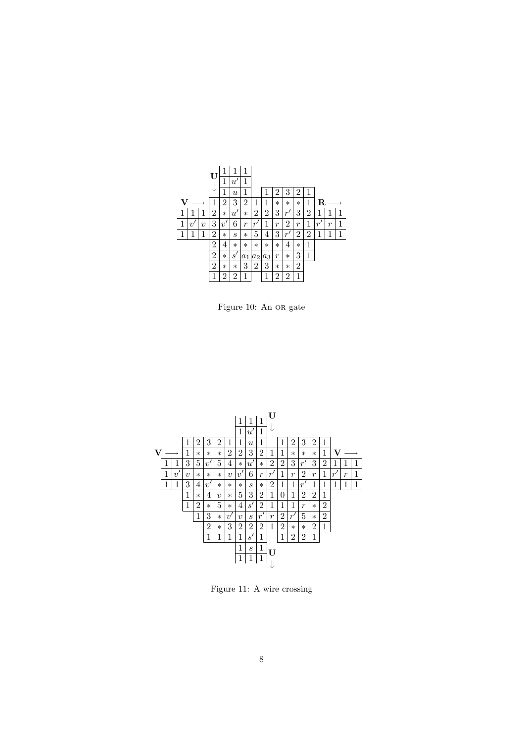| | | | | | | | | | | | | | | | |
|---|---|---|---|---|---|---|---|---|---|---|---|---|---|---|---|
| | | | **U** | 1 | 1 | 1 | | | | | | | | | |
| | | | | 1 | $u'$ | 1 | | | | | | | | | |
| | | | ↓ | 1 | $u$ | 1 | | 1 | 2 | 3 | 2 | 1 | | | |
| **V** ⟶ | | | 1 | 2 | 3 | 2 | 1 | 1 | ∗ | ∗ | ∗ | 1 | **R** ⟶ | | |
| 1 | 1 | 1 | 2 | ∗ | $u'$ | ∗ | 2 | 2 | 3 | $r'$ | 3 | 2 | 1 | 1 | 1 |
| 1 | $v'$ | $v$ | 3 | $v'$ | 6 | $r$ | $r'$ | 1 | $r$ | 2 | $r$ | 1 | $r'$ | $r$ | 1 |
| 1 | 1 | 1 | 2 | ∗ | $s$ | ∗ | 5 | 4 | 3 | $r'$ | 2 | 2 | 1 | 1 | 1 |
| | | | 2 | 4 | ∗ | ∗ | ∗ | ∗ | ∗ | 4 | ∗ | 1 | | | |
| | | | 2 | ∗ | $s'$ | $a_1$ | $a_2$ | $a_3$ | $r$ | ∗ | 3 | 1 | | | |
| | | | 2 | ∗ | ∗ | 3 | 2 | 3 | ∗ | ∗ | 2 | | | | |
| | | | 1 | 2 | 2 | 1 | | 1 | 2 | 2 | 1 | | | | |

Figure 10: An OR gate

| | | | | | | | | | | | | | | | | | | |
|---|---|---|---|---|---|---|---|---|---|---|---|---|---|---|---|---|---|---|
| | | | | | | | 1 | 1 | 1 | **U** | | | | | | | | |
| | | | | | | | 1 | $u'$ | 1 | ↓ | | | | | | | | |
| | | 1 | 2 | 3 | 2 | 1 | 1 | $u$ | 1 | | 1 | 2 | 3 | 2 | 1 | | | |
| **V** ⟶ | | 1 | ∗ | ∗ | ∗ | 2 | 2 | 3 | 2 | 1 | 1 | ∗ | ∗ | ∗ | 1 | **V** ⟶ | | |
| 1 | 1 | 3 | 5 | $v'$ | 5 | 4 | ∗ | $u'$ | ∗ | 2 | 2 | 3 | $r'$ | 3 | 2 | 1 | 1 | 1 |
| 1 | $v'$ | $v$ | ∗ | ∗ | ∗ | $v$ | $v'$ | 6 | $r$ | $r'$ | 1 | $r$ | 2 | $r$ | 1 | $r'$ | $r$ | 1 |
| 1 | 1 | 3 | 4 | $v'$ | ∗ | ∗ | ∗ | $s$ | ∗ | 2 | 1 | 1 | $r'$ | 1 | 1 | 1 | 1 | 1 |
| | | 1 | ∗ | 4 | $v$ | ∗ | 5 | 3 | 2 | 1 | 0 | 1 | 2 | 2 | 1 | | | |
| | | 1 | 2 | ∗ | 5 | ∗ | 4 | $s'$ | 2 | 1 | 1 | 1 | $r$ | ∗ | 2 | | | |
| | | | 1 | 3 | ∗ | $v'$ | $v$ | $s$ | $r'$ | $r$ | 2 | $r'$ | 5 | ∗ | 2 | | | |
| | | | | 2 | ∗ | 3 | 2 | 2 | 2 | 1 | 2 | ∗ | ∗ | 2 | 1 | | | |
| | | | | 1 | 1 | 1 | 1 | $s'$ | 1 | | 1 | 2 | 2 | 1 | | | | |
| | | | | | | | 1 | $s$ | 1 | **U** | | | | | | | | |
| | | | | | | | 1 | 1 | 1 | ↓ | | | | | | | | |

Figure 11: A wire crossing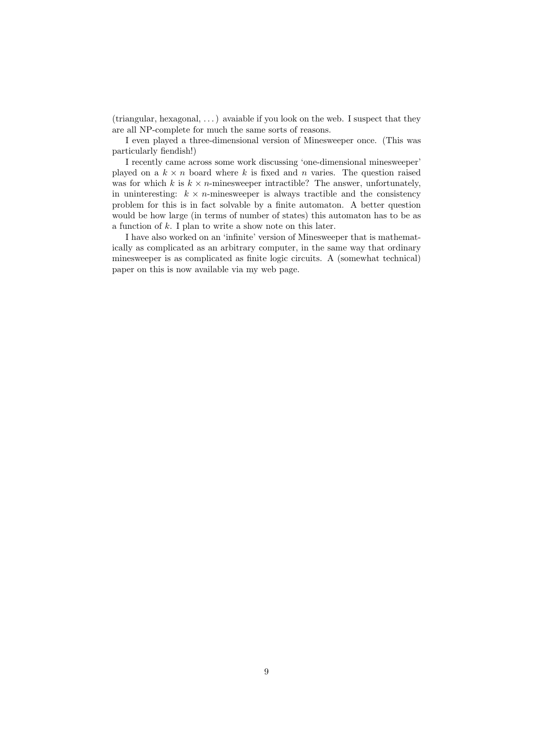(triangular, hexagonal, . . . ) avaiable if you look on the web. I suspect that they are all NP-complete for much the same sorts of reasons.

I even played a three-dimensional version of Minesweeper once. (This was particularly fiendish!)

I recently came across some work discussing 'one-dimensional minesweeper' played on a $k \times n$ board where $k$ is fixed and $n$ varies. The question raised was for which $k$ is $k \times n$-minesweeper intractible? The answer, unfortunately, in uninteresting: $k \times n$-minesweeper is always tractible and the consistency problem for this is in fact solvable by a finite automaton. A better question would be how large (in terms of number of states) this automaton has to be as a function of $k$. I plan to write a show note on this later.

I have also worked on an 'infinite' version of Minesweeper that is mathematically as complicated as an arbitrary computer, in the same way that ordinary minesweeper is as complicated as finite logic circuits. A (somewhat technical) paper on this is now available via my web page.